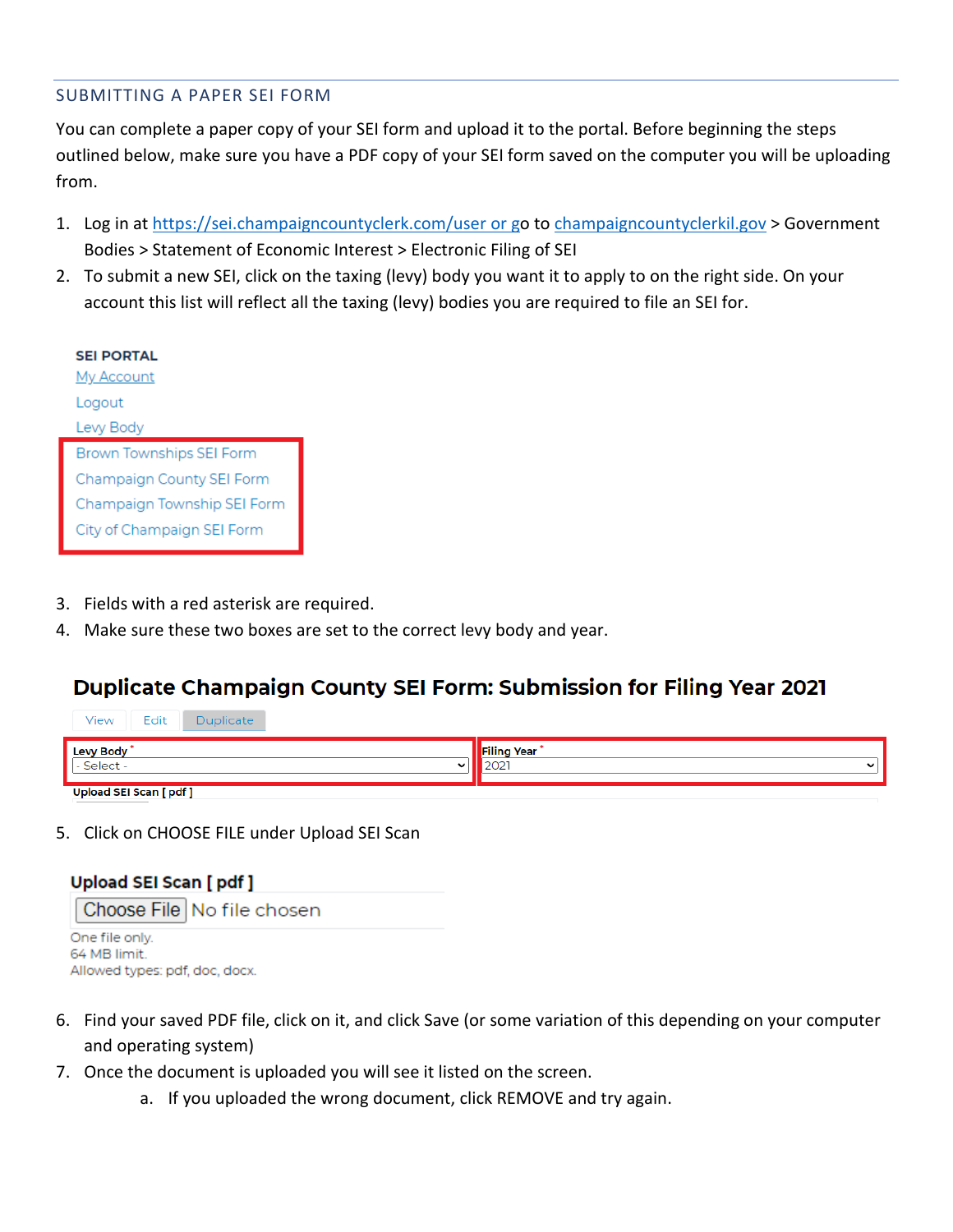## SUBMITTING A PAPER SEI FORM

You can complete a paper copy of your SEI form and upload it to the portal. Before beginning the steps outlined below, make sure you have a PDF copy of your SEI form saved on the computer you will be uploading from.

1. Log in at https://sei.champaigncountyclerk.com/user or go to champaigncountyclerkil.gov > Government Bodies > Statement of Economic Interest > Electronic Filing of SEI
2. To submit a new SEI, click on the taxing (levy) body you want it to apply to on the right side. On your account this list will reflect all the taxing (levy) bodies you are required to file an SEI for.

**SEI PORTAL**
My Account
Logout
Levy Body
Brown Townships SEI Form
Champaign County SEI Form
Champaign Township SEI Form
City of Champaign SEI Form

3. Fields with a red asterisk are required.
4. Make sure these two boxes are set to the correct levy body and year.

**Duplicate Champaign County SEI Form: Submission for Filing Year 2021**

View | Edit | Duplicate

Levy Body * - Select -
Filing Year * 2021
Upload SEI Scan [ pdf ]

5. Click on CHOOSE FILE under Upload SEI Scan

**Upload SEI Scan [ pdf ]**
Choose File No file chosen
One file only.
64 MB limit.
Allowed types: pdf, doc, docx.

6. Find your saved PDF file, click on it, and click Save (or some variation of this depending on your computer and operating system)
7. Once the document is uploaded you will see it listed on the screen.
   a. If you uploaded the wrong document, click REMOVE and try again.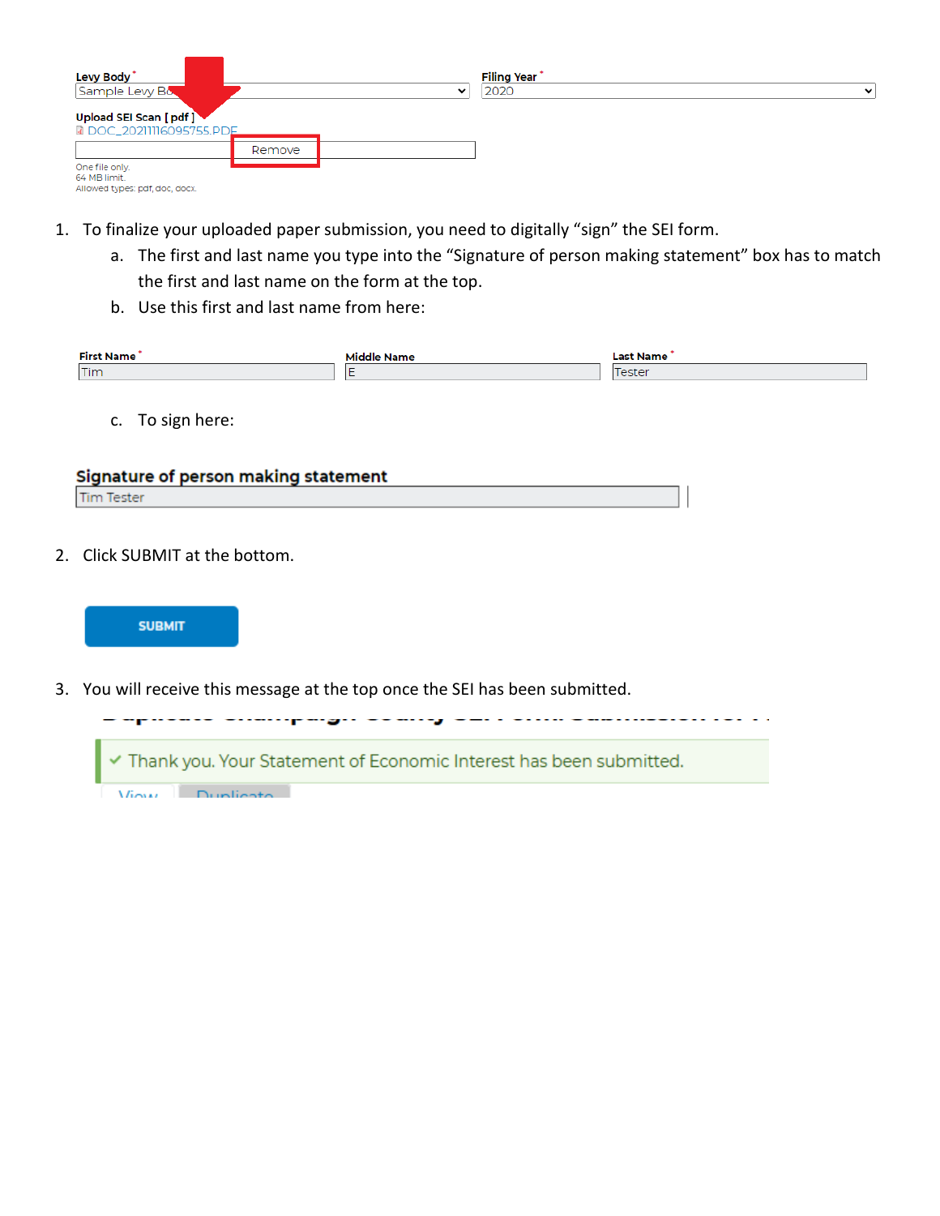Levy Body *
Sample Levy Bo

Filing Year *
2020

Upload SEI Scan [ pdf ]
DOC_20211116095755.PDF

Remove

One file only.
64 MB limit.
Allowed types: pdf, doc, docx.

1. To finalize your uploaded paper submission, you need to digitally "sign" the SEI form.
   a. The first and last name you type into the "Signature of person making statement" box has to match the first and last name on the form at the top.
   b. Use this first and last name from here:

First Name *
Tim

Middle Name
E

Last Name *
Tester

   c. To sign here:

**Signature of person making statement**
Tim Tester

2. Click SUBMIT at the bottom.

SUBMIT

3. You will receive this message at the top once the SEI has been submitted.

✔ Thank you. Your Statement of Economic Interest has been submitted.